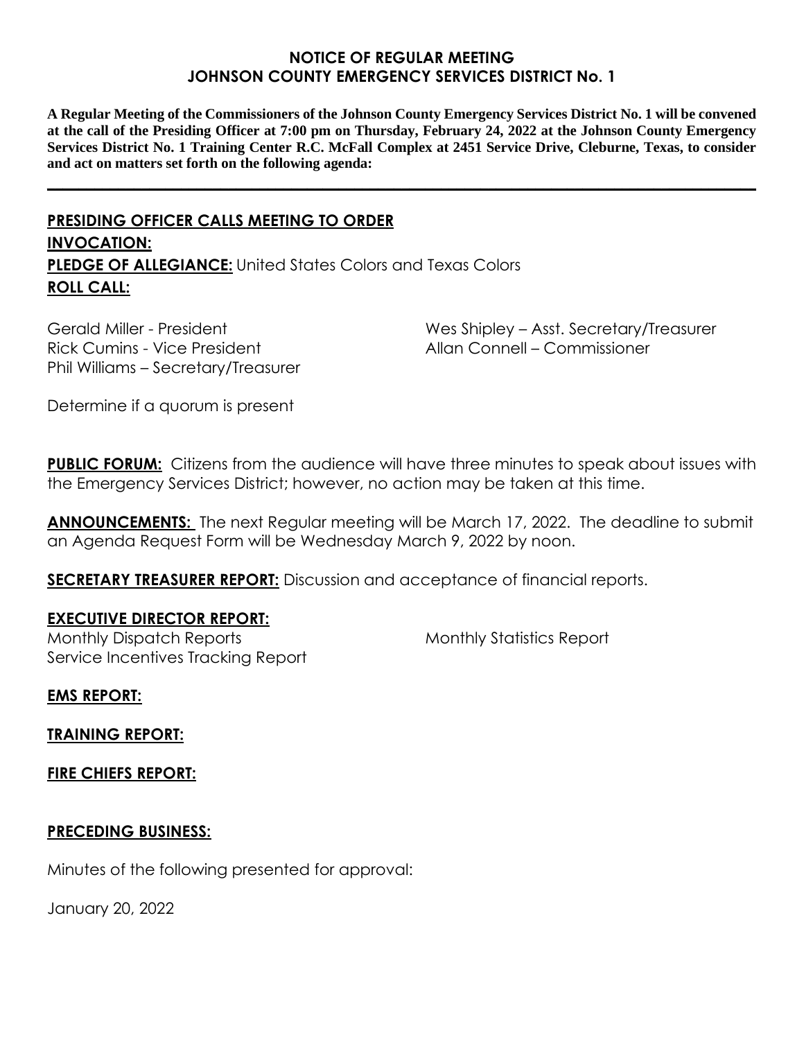# NOTICE OF REGULAR MEETING
# JOHNSON COUNTY EMERGENCY SERVICES DISTRICT No. 1

**A Regular Meeting of the Commissioners of the Johnson County Emergency Services District No. 1 will be convened at the call of the Presiding Officer at 7:00 pm on Thursday, February 24, 2022 at the Johnson County Emergency Services District No. 1 Training Center R.C. McFall Complex at 2451 Service Drive, Cleburne, Texas, to consider and act on matters set forth on the following agenda:**

---

**PRESIDING OFFICER CALLS MEETING TO ORDER**

**INVOCATION:**

**PLEDGE OF ALLEGIANCE:** United States Colors and Texas Colors

**ROLL CALL:**

Gerald Miller - President
Rick Cumins - Vice President
Phil Williams – Secretary/Treasurer
Wes Shipley – Asst. Secretary/Treasurer
Allan Connell – Commissioner

Determine if a quorum is present

**PUBLIC FORUM:** Citizens from the audience will have three minutes to speak about issues with the Emergency Services District; however, no action may be taken at this time.

**ANNOUNCEMENTS:** The next Regular meeting will be March 17, 2022. The deadline to submit an Agenda Request Form will be Wednesday March 9, 2022 by noon.

**SECRETARY TREASURER REPORT:** Discussion and acceptance of financial reports.

**EXECUTIVE DIRECTOR REPORT:**

Monthly Dispatch Reports
Service Incentives Tracking Report
Monthly Statistics Report

**EMS REPORT:**

**TRAINING REPORT:**

**FIRE CHIEFS REPORT:**

**PRECEDING BUSINESS:**

Minutes of the following presented for approval:

January 20, 2022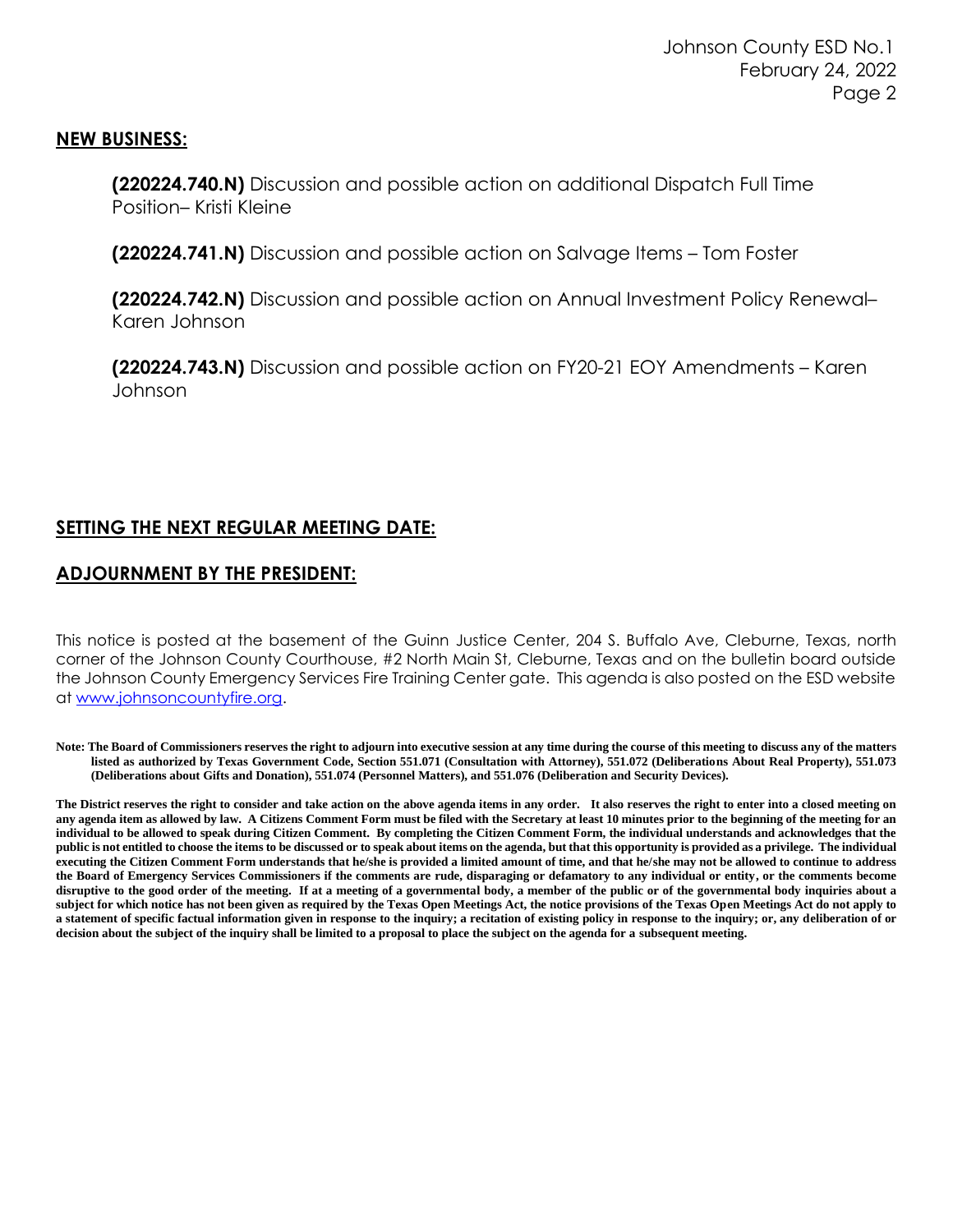## NEW BUSINESS:

**(220224.740.N)** Discussion and possible action on additional Dispatch Full Time Position– Kristi Kleine

**(220224.741.N)** Discussion and possible action on Salvage Items – Tom Foster

**(220224.742.N)** Discussion and possible action on Annual Investment Policy Renewal– Karen Johnson

**(220224.743.N)** Discussion and possible action on FY20-21 EOY Amendments – Karen Johnson

## SETTING THE NEXT REGULAR MEETING DATE:

## ADJOURNMENT BY THE PRESIDENT:

This notice is posted at the basement of the Guinn Justice Center, 204 S. Buffalo Ave, Cleburne, Texas, north corner of the Johnson County Courthouse, #2 North Main St, Cleburne, Texas and on the bulletin board outside the Johnson County Emergency Services Fire Training Center gate. This agenda is also posted on the ESD website at www.johnsoncountyfire.org.

**Note: The Board of Commissioners reserves the right to adjourn into executive session at any time during the course of this meeting to discuss any of the matters listed as authorized by Texas Government Code, Section 551.071 (Consultation with Attorney), 551.072 (Deliberations About Real Property), 551.073 (Deliberations about Gifts and Donation), 551.074 (Personnel Matters), and 551.076 (Deliberation and Security Devices).**

**The District reserves the right to consider and take action on the above agenda items in any order. It also reserves the right to enter into a closed meeting on any agenda item as allowed by law. A Citizens Comment Form must be filed with the Secretary at least 10 minutes prior to the beginning of the meeting for an individual to be allowed to speak during Citizen Comment. By completing the Citizen Comment Form, the individual understands and acknowledges that the public is not entitled to choose the items to be discussed or to speak about items on the agenda, but that this opportunity is provided as a privilege. The individual executing the Citizen Comment Form understands that he/she is provided a limited amount of time, and that he/she may not be allowed to continue to address the Board of Emergency Services Commissioners if the comments are rude, disparaging or defamatory to any individual or entity, or the comments become disruptive to the good order of the meeting. If at a meeting of a governmental body, a member of the public or of the governmental body inquiries about a subject for which notice has not been given as required by the Texas Open Meetings Act, the notice provisions of the Texas Open Meetings Act do not apply to a statement of specific factual information given in response to the inquiry; a recitation of existing policy in response to the inquiry; or, any deliberation of or decision about the subject of the inquiry shall be limited to a proposal to place the subject on the agenda for a subsequent meeting.**